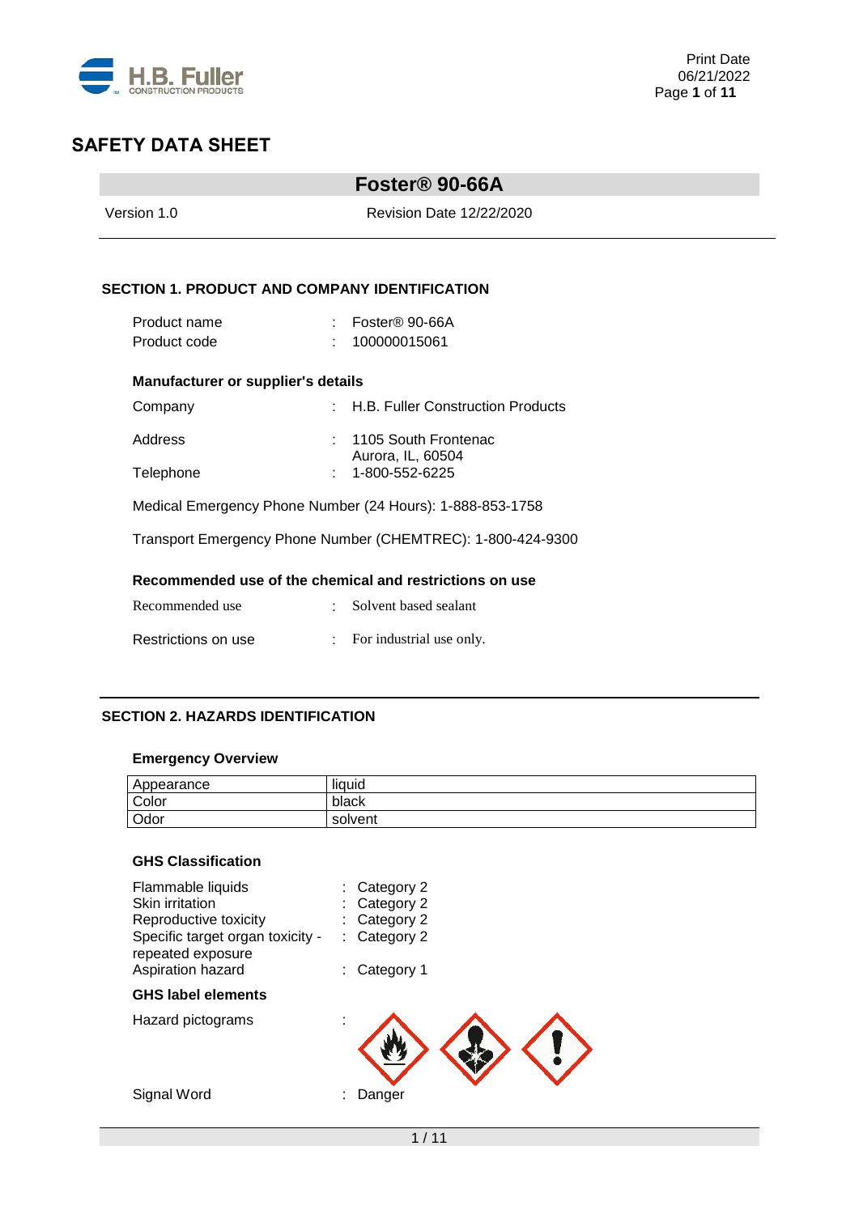# SAFETY DATA SHEET

## Foster® 90-66A

Version 1.0 Revision Date 12/22/2020

### SECTION 1. PRODUCT AND COMPANY IDENTIFICATION

Product name : Foster® 90-66A
Product code : 100000015061

**Manufacturer or supplier's details**

Company : H.B. Fuller Construction Products

Address : 1105 South Frontenac
Aurora, IL, 60504

Telephone : 1-800-552-6225

Medical Emergency Phone Number (24 Hours): 1-888-853-1758

Transport Emergency Phone Number (CHEMTREC): 1-800-424-9300

**Recommended use of the chemical and restrictions on use**

Recommended use : Solvent based sealant

Restrictions on use : For industrial use only.

### SECTION 2. HAZARDS IDENTIFICATION

**Emergency Overview**

| Appearance | liquid |
|---|---|
| Color | black |
| Odor | solvent |

**GHS Classification**

Flammable liquids : Category 2
Skin irritation : Category 2
Reproductive toxicity : Category 2
Specific target organ toxicity - repeated exposure : Category 2
Aspiration hazard : Category 1

**GHS label elements**

Hazard pictograms :

Signal Word : Danger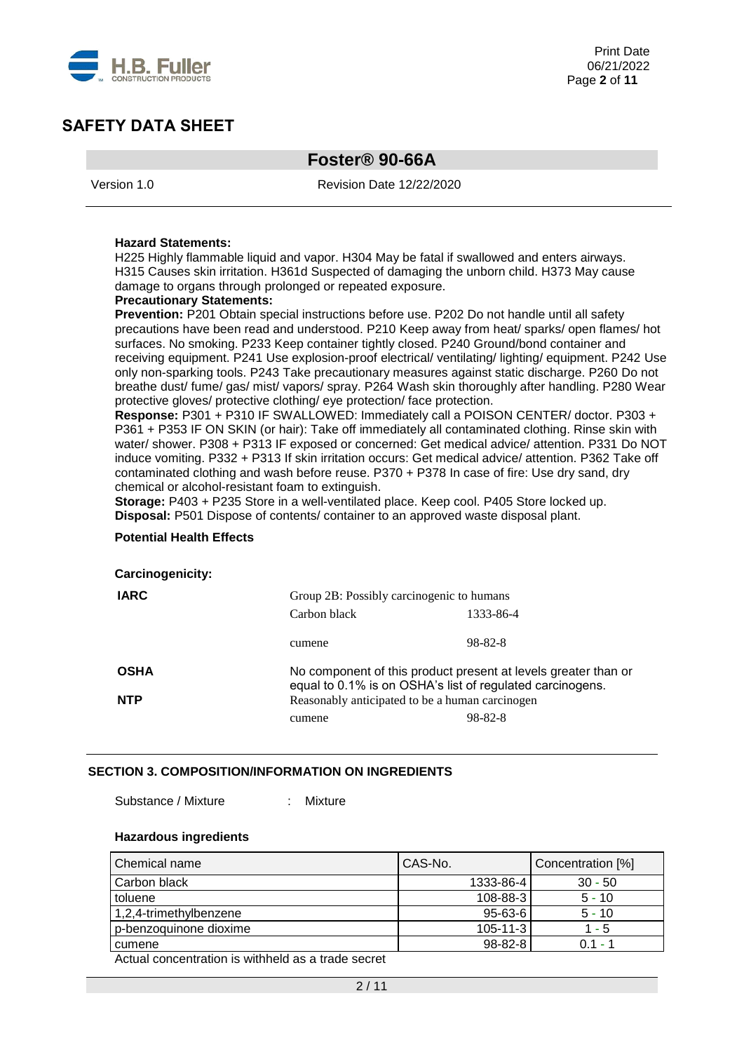**Hazard Statements:**
H225 Highly flammable liquid and vapor. H304 May be fatal if swallowed and enters airways. H315 Causes skin irritation. H361d Suspected of damaging the unborn child. H373 May cause damage to organs through prolonged or repeated exposure.

**Precautionary Statements:**

**Prevention:** P201 Obtain special instructions before use. P202 Do not handle until all safety precautions have been read and understood. P210 Keep away from heat/ sparks/ open flames/ hot surfaces. No smoking. P233 Keep container tightly closed. P240 Ground/bond container and receiving equipment. P241 Use explosion-proof electrical/ ventilating/ lighting/ equipment. P242 Use only non-sparking tools. P243 Take precautionary measures against static discharge. P260 Do not breathe dust/ fume/ gas/ mist/ vapors/ spray. P264 Wash skin thoroughly after handling. P280 Wear protective gloves/ protective clothing/ eye protection/ face protection.

**Response:** P301 + P310 IF SWALLOWED: Immediately call a POISON CENTER/ doctor. P303 + P361 + P353 IF ON SKIN (or hair): Take off immediately all contaminated clothing. Rinse skin with water/ shower. P308 + P313 IF exposed or concerned: Get medical advice/ attention. P331 Do NOT induce vomiting. P332 + P313 If skin irritation occurs: Get medical advice/ attention. P362 Take off contaminated clothing and wash before reuse. P370 + P378 In case of fire: Use dry sand, dry chemical or alcohol-resistant foam to extinguish.

**Storage:** P403 + P235 Store in a well-ventilated place. Keep cool. P405 Store locked up.

**Disposal:** P501 Dispose of contents/ container to an approved waste disposal plant.

**Potential Health Effects**

**Carcinogenicity:**

| | | |
|---|---|---|
| **IARC** | Group 2B: Possibly carcinogenic to humans | |
| | Carbon black | 1333-86-4 |
| | cumene | 98-82-8 |
| **OSHA** | No component of this product present at levels greater than or equal to 0.1% is on OSHA's list of regulated carcinogens. | |
| **NTP** | Reasonably anticipated to be a human carcinogen | |
| | cumene | 98-82-8 |

## SECTION 3. COMPOSITION/INFORMATION ON INGREDIENTS

Substance / Mixture : Mixture

**Hazardous ingredients**

| Chemical name | CAS-No. | Concentration [%] |
|---|---|---|
| Carbon black | 1333-86-4 | 30 - 50 |
| toluene | 108-88-3 | 5 - 10 |
| 1,2,4-trimethylbenzene | 95-63-6 | 5 - 10 |
| p-benzoquinone dioxime | 105-11-3 | 1 - 5 |
| cumene | 98-82-8 | 0.1 - 1 |

Actual concentration is withheld as a trade secret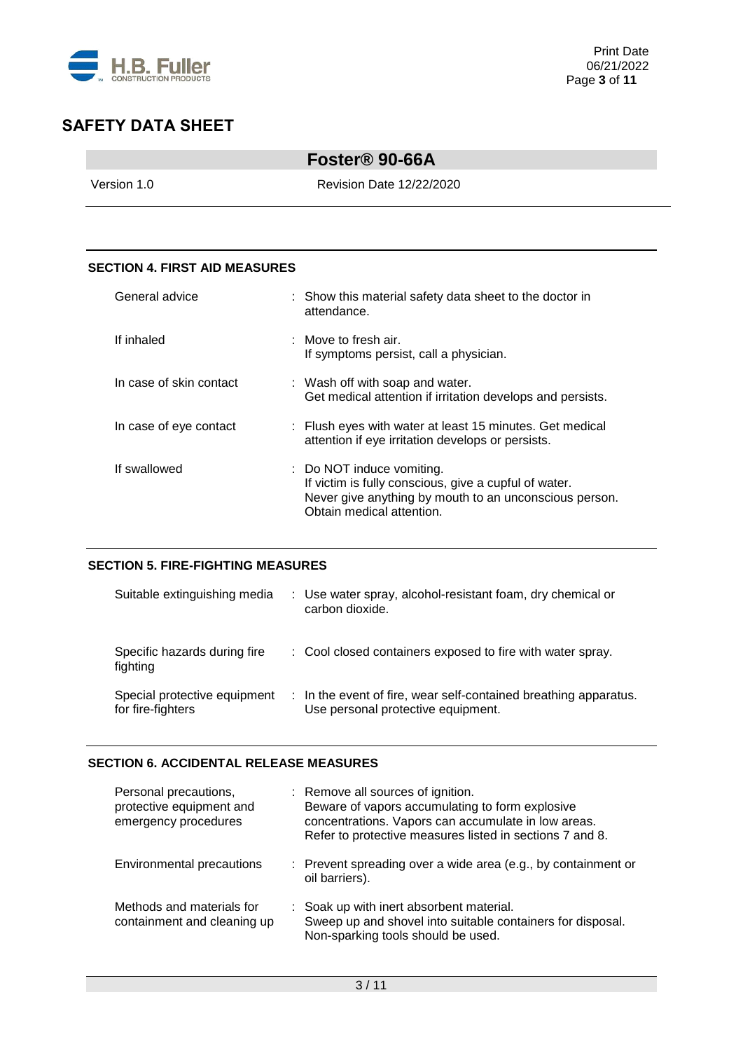## SECTION 4. FIRST AID MEASURES

| | |
|---|---|
| General advice | Show this material safety data sheet to the doctor in attendance. |
| If inhaled | Move to fresh air.<br>If symptoms persist, call a physician. |
| In case of skin contact | Wash off with soap and water.<br>Get medical attention if irritation develops and persists. |
| In case of eye contact | Flush eyes with water at least 15 minutes. Get medical attention if eye irritation develops or persists. |
| If swallowed | Do NOT induce vomiting.<br>If victim is fully conscious, give a cupful of water.<br>Never give anything by mouth to an unconscious person.<br>Obtain medical attention. |

## SECTION 5. FIRE-FIGHTING MEASURES

| | |
|---|---|
| Suitable extinguishing media | Use water spray, alcohol-resistant foam, dry chemical or carbon dioxide. |
| Specific hazards during fire fighting | Cool closed containers exposed to fire with water spray. |
| Special protective equipment for fire-fighters | In the event of fire, wear self-contained breathing apparatus.<br>Use personal protective equipment. |

## SECTION 6. ACCIDENTAL RELEASE MEASURES

| | |
|---|---|
| Personal precautions, protective equipment and emergency procedures | Remove all sources of ignition.<br>Beware of vapors accumulating to form explosive concentrations. Vapors can accumulate in low areas.<br>Refer to protective measures listed in sections 7 and 8. |
| Environmental precautions | Prevent spreading over a wide area (e.g., by containment or oil barriers). |
| Methods and materials for containment and cleaning up | Soak up with inert absorbent material.<br>Sweep up and shovel into suitable containers for disposal.<br>Non-sparking tools should be used. |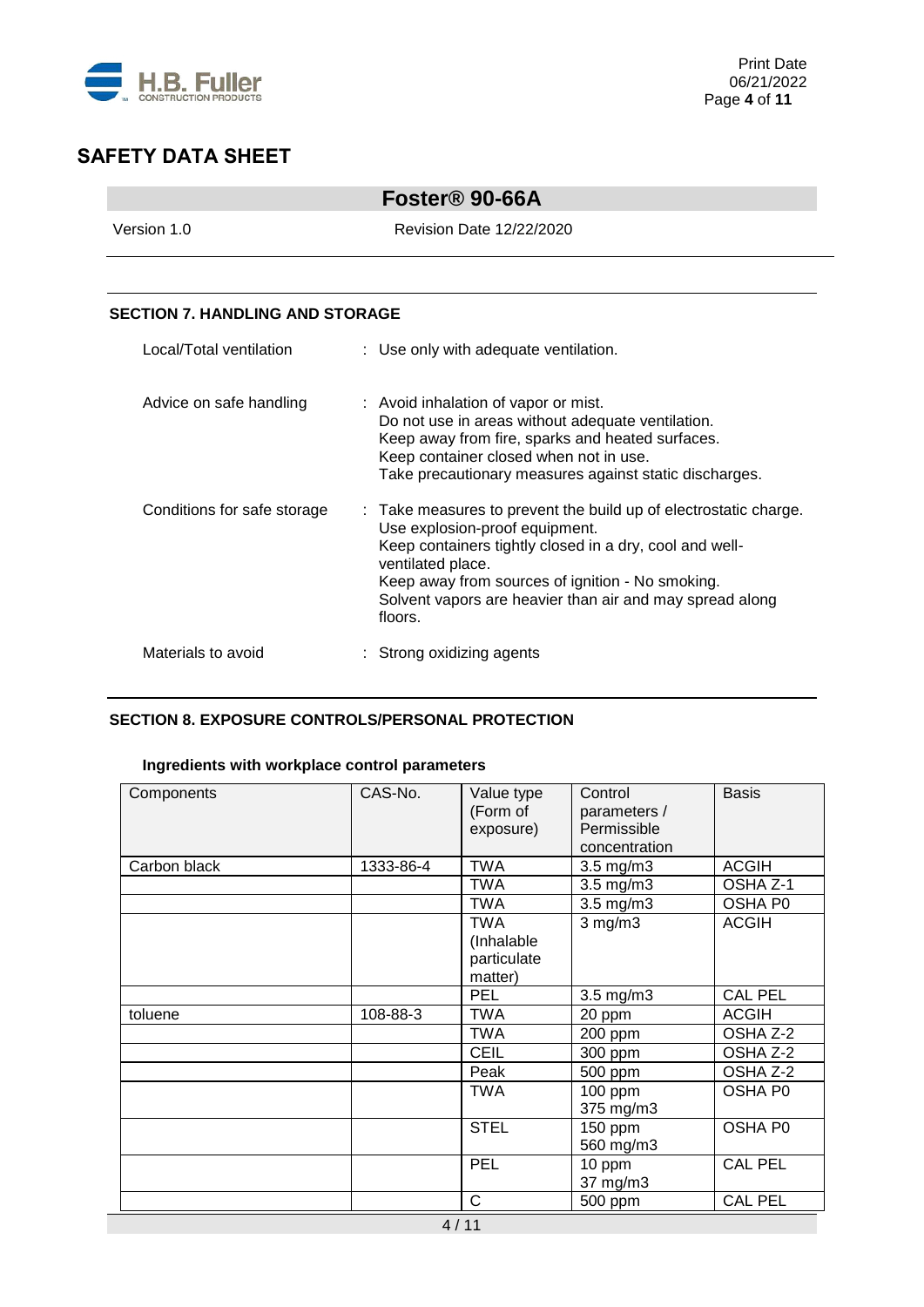# SAFETY DATA SHEET

## Foster® 90-66A

Version 1.0 Revision Date 12/22/2020

### SECTION 7. HANDLING AND STORAGE

| | |
|---|---|
| Local/Total ventilation | : Use only with adequate ventilation. |
| Advice on safe handling | : Avoid inhalation of vapor or mist.<br>Do not use in areas without adequate ventilation.<br>Keep away from fire, sparks and heated surfaces.<br>Keep container closed when not in use.<br>Take precautionary measures against static discharges. |
| Conditions for safe storage | : Take measures to prevent the build up of electrostatic charge.<br>Use explosion-proof equipment.<br>Keep containers tightly closed in a dry, cool and well-ventilated place.<br>Keep away from sources of ignition - No smoking.<br>Solvent vapors are heavier than air and may spread along floors. |
| Materials to avoid | : Strong oxidizing agents |

### SECTION 8. EXPOSURE CONTROLS/PERSONAL PROTECTION

#### Ingredients with workplace control parameters

| Components | CAS-No. | Value type (Form of exposure) | Control parameters / Permissible concentration | Basis |
|---|---|---|---|---|
| Carbon black | 1333-86-4 | TWA | 3.5 mg/m3 | ACGIH |
| | | TWA | 3.5 mg/m3 | OSHA Z-1 |
| | | TWA | 3.5 mg/m3 | OSHA P0 |
| | | TWA (Inhalable particulate matter) | 3 mg/m3 | ACGIH |
| | | PEL | 3.5 mg/m3 | CAL PEL |
| toluene | 108-88-3 | TWA | 20 ppm | ACGIH |
| | | TWA | 200 ppm | OSHA Z-2 |
| | | CEIL | 300 ppm | OSHA Z-2 |
| | | Peak | 500 ppm | OSHA Z-2 |
| | | TWA | 100 ppm<br>375 mg/m3 | OSHA P0 |
| | | STEL | 150 ppm<br>560 mg/m3 | OSHA P0 |
| | | PEL | 10 ppm<br>37 mg/m3 | CAL PEL |
| | | C | 500 ppm | CAL PEL |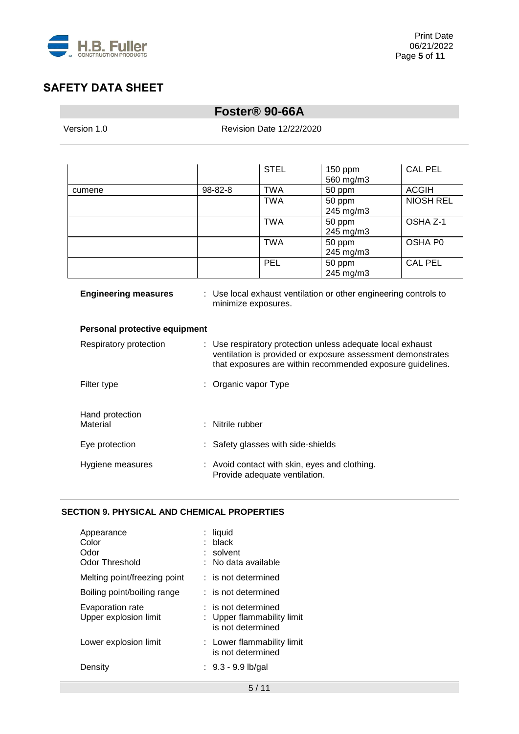| | | | | |
|---|---|---|---|---|
| | | STEL | 150 ppm<br>560 mg/m3 | CAL PEL |
| cumene | 98-82-8 | TWA | 50 ppm | ACGIH |
| | | TWA | 50 ppm<br>245 mg/m3 | NIOSH REL |
| | | TWA | 50 ppm<br>245 mg/m3 | OSHA Z-1 |
| | | TWA | 50 ppm<br>245 mg/m3 | OSHA P0 |
| | | PEL | 50 ppm<br>245 mg/m3 | CAL PEL |

**Engineering measures** : Use local exhaust ventilation or other engineering controls to minimize exposures.

**Personal protective equipment**

Respiratory protection : Use respiratory protection unless adequate local exhaust ventilation is provided or exposure assessment demonstrates that exposures are within recommended exposure guidelines.

Filter type : Organic vapor Type

Hand protection
Material : Nitrile rubber

Eye protection : Safety glasses with side-shields

Hygiene measures : Avoid contact with skin, eyes and clothing. Provide adequate ventilation.

## SECTION 9. PHYSICAL AND CHEMICAL PROPERTIES

Appearance : liquid
Color : black
Odor : solvent
Odor Threshold : No data available

Melting point/freezing point : is not determined

Boiling point/boiling range : is not determined

Evaporation rate : is not determined
Upper explosion limit : Upper flammability limit is not determined

Lower explosion limit : Lower flammability limit is not determined

Density : 9.3 - 9.9 lb/gal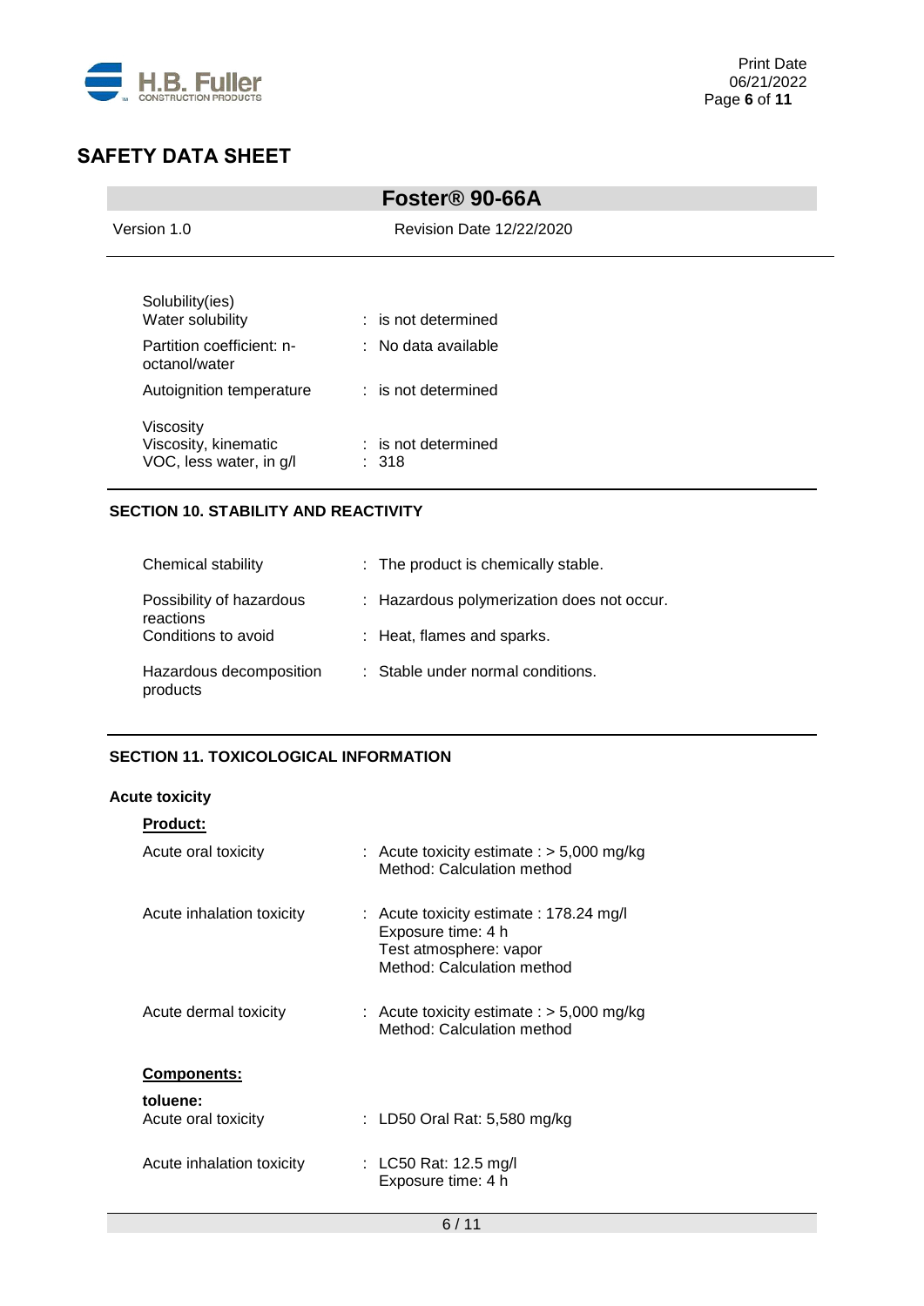| | |
|---|---|
| Solubility(ies) | |
| Water solubility | : is not determined |
| Partition coefficient: n-octanol/water | : No data available |
| Autoignition temperature | : is not determined |
| Viscosity | |
| Viscosity, kinematic | : is not determined |
| VOC, less water, in g/l | : 318 |

## SECTION 10. STABILITY AND REACTIVITY

| | |
|---|---|
| Chemical stability | : The product is chemically stable. |
| Possibility of hazardous reactions | : Hazardous polymerization does not occur. |
| Conditions to avoid | : Heat, flames and sparks. |
| Hazardous decomposition products | : Stable under normal conditions. |

## SECTION 11. TOXICOLOGICAL INFORMATION

**Acute toxicity**

**Product:**

| | |
|---|---|
| Acute oral toxicity | : Acute toxicity estimate : > 5,000 mg/kg<br>Method: Calculation method |
| Acute inhalation toxicity | : Acute toxicity estimate : 178.24 mg/l<br>Exposure time: 4 h<br>Test atmosphere: vapor<br>Method: Calculation method |
| Acute dermal toxicity | : Acute toxicity estimate : > 5,000 mg/kg<br>Method: Calculation method |

**Components:**

**toluene:**

| | |
|---|---|
| Acute oral toxicity | : LD50 Oral Rat: 5,580 mg/kg |
| Acute inhalation toxicity | : LC50 Rat: 12.5 mg/l<br>Exposure time: 4 h |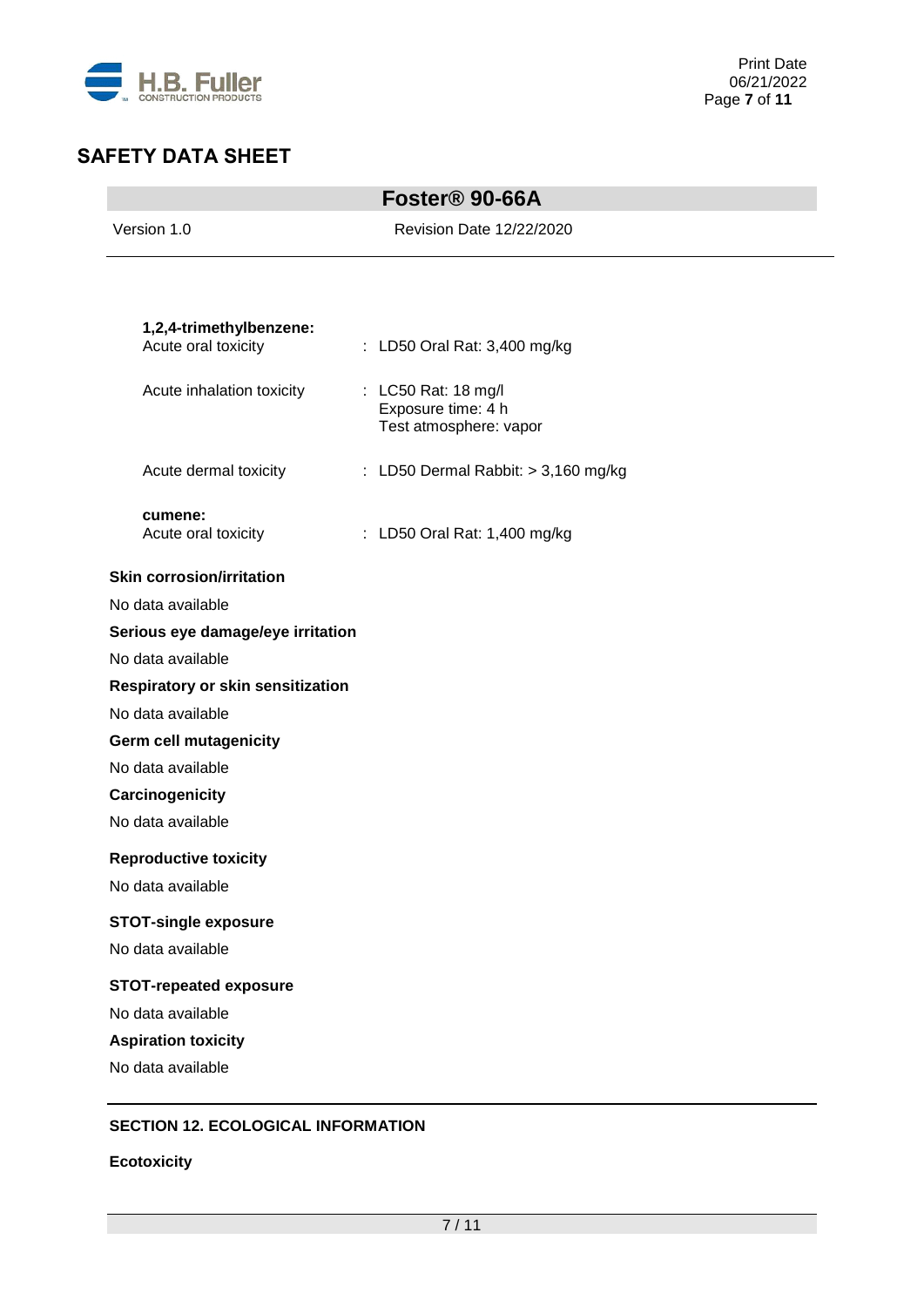**1,2,4-trimethylbenzene:**

| | |
|---|---|
| Acute oral toxicity | : LD50 Oral Rat: 3,400 mg/kg |
| Acute inhalation toxicity | : LC50 Rat: 18 mg/l<br>Exposure time: 4 h<br>Test atmosphere: vapor |
| Acute dermal toxicity | : LD50 Dermal Rabbit: > 3,160 mg/kg |

**cumene:**

| | |
|---|---|
| Acute oral toxicity | : LD50 Oral Rat: 1,400 mg/kg |

**Skin corrosion/irritation**

No data available

**Serious eye damage/eye irritation**

No data available

**Respiratory or skin sensitization**

No data available

**Germ cell mutagenicity**

No data available

**Carcinogenicity**

No data available

**Reproductive toxicity**

No data available

**STOT-single exposure**

No data available

**STOT-repeated exposure**

No data available

**Aspiration toxicity**

No data available

## SECTION 12. ECOLOGICAL INFORMATION

**Ecotoxicity**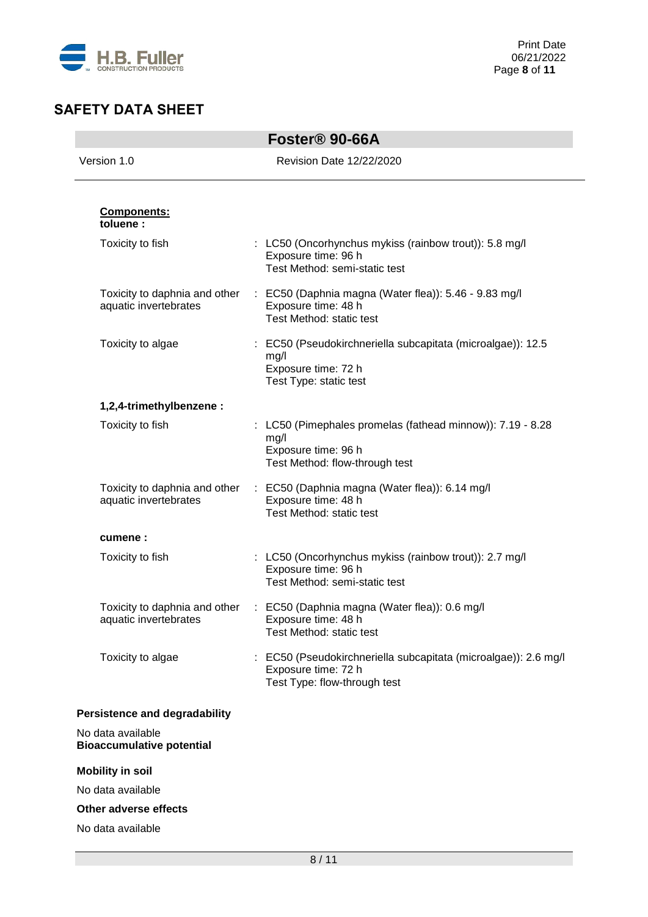**Components:**

**toluene :**

| | |
|---|---|
| Toxicity to fish | : LC50 (Oncorhynchus mykiss (rainbow trout)): 5.8 mg/l<br>Exposure time: 96 h<br>Test Method: semi-static test |
| Toxicity to daphnia and other aquatic invertebrates | : EC50 (Daphnia magna (Water flea)): 5.46 - 9.83 mg/l<br>Exposure time: 48 h<br>Test Method: static test |
| Toxicity to algae | : EC50 (Pseudokirchneriella subcapitata (microalgae)): 12.5 mg/l<br>Exposure time: 72 h<br>Test Type: static test |

**1,2,4-trimethylbenzene :**

| | |
|---|---|
| Toxicity to fish | : LC50 (Pimephales promelas (fathead minnow)): 7.19 - 8.28 mg/l<br>Exposure time: 96 h<br>Test Method: flow-through test |
| Toxicity to daphnia and other aquatic invertebrates | : EC50 (Daphnia magna (Water flea)): 6.14 mg/l<br>Exposure time: 48 h<br>Test Method: static test |

**cumene :**

| | |
|---|---|
| Toxicity to fish | : LC50 (Oncorhynchus mykiss (rainbow trout)): 2.7 mg/l<br>Exposure time: 96 h<br>Test Method: semi-static test |
| Toxicity to daphnia and other aquatic invertebrates | : EC50 (Daphnia magna (Water flea)): 0.6 mg/l<br>Exposure time: 48 h<br>Test Method: static test |
| Toxicity to algae | : EC50 (Pseudokirchneriella subcapitata (microalgae)): 2.6 mg/l<br>Exposure time: 72 h<br>Test Type: flow-through test |

**Persistence and degradability**

No data available

**Bioaccumulative potential**

**Mobility in soil**

No data available

**Other adverse effects**

No data available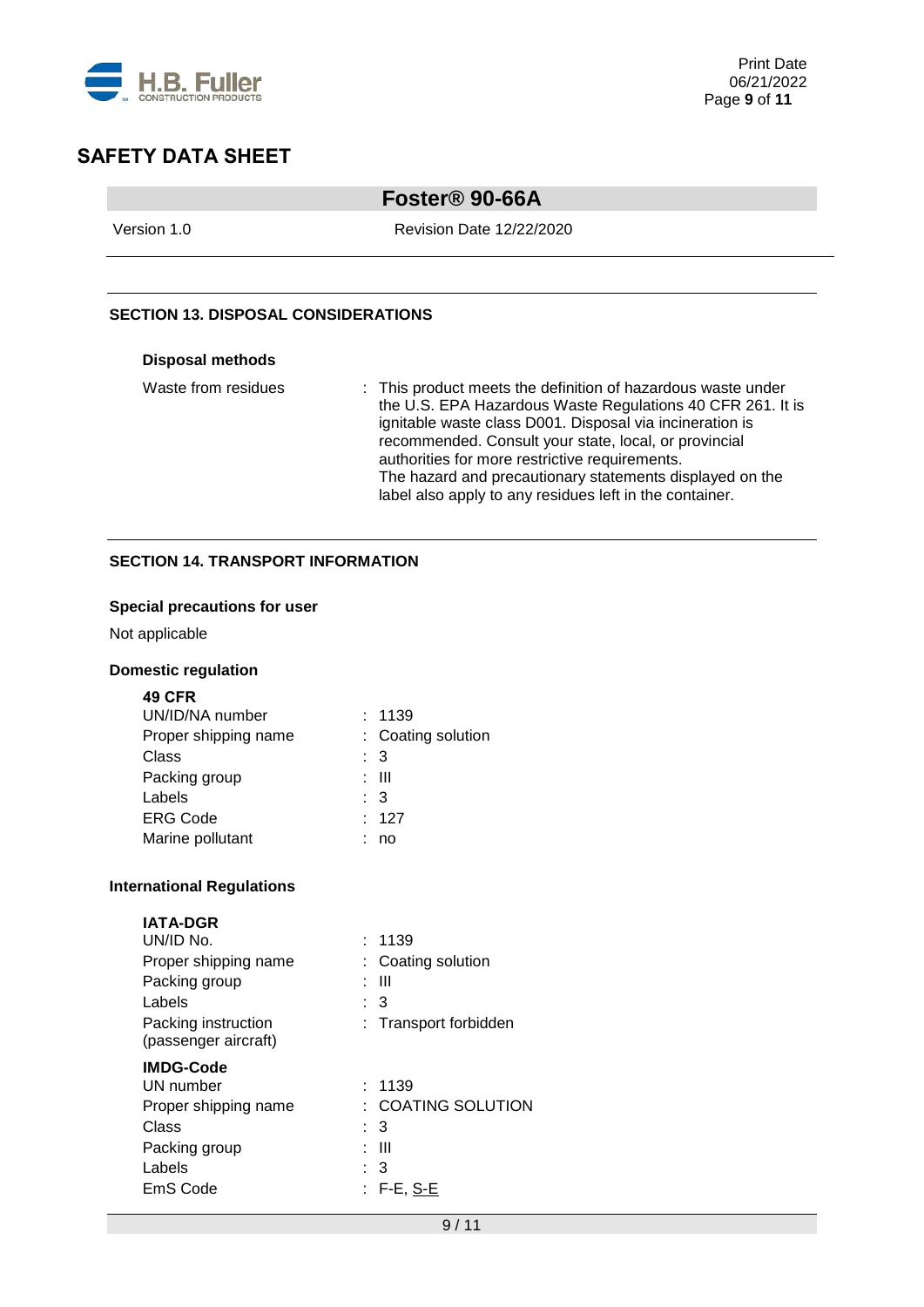## SECTION 13. DISPOSAL CONSIDERATIONS

### Disposal methods

| | |
|---|---|
| Waste from residues | : This product meets the definition of hazardous waste under the U.S. EPA Hazardous Waste Regulations 40 CFR 261. It is ignitable waste class D001. Disposal via incineration is recommended. Consult your state, local, or provincial authorities for more restrictive requirements. The hazard and precautionary statements displayed on the label also apply to any residues left in the container. |

## SECTION 14. TRANSPORT INFORMATION

### Special precautions for user

Not applicable

### Domestic regulation

**49 CFR**

| | |
|---|---|
| UN/ID/NA number | : 1139 |
| Proper shipping name | : Coating solution |
| Class | : 3 |
| Packing group | : III |
| Labels | : 3 |
| ERG Code | : 127 |
| Marine pollutant | : no |

### International Regulations

**IATA-DGR**

| | |
|---|---|
| UN/ID No. | : 1139 |
| Proper shipping name | : Coating solution |
| Packing group | : III |
| Labels | : 3 |
| Packing instruction (passenger aircraft) | : Transport forbidden |

**IMDG-Code**

| | |
|---|---|
| UN number | : 1139 |
| Proper shipping name | : COATING SOLUTION |
| Class | : 3 |
| Packing group | : III |
| Labels | : 3 |
| EmS Code | : F-E, S-E |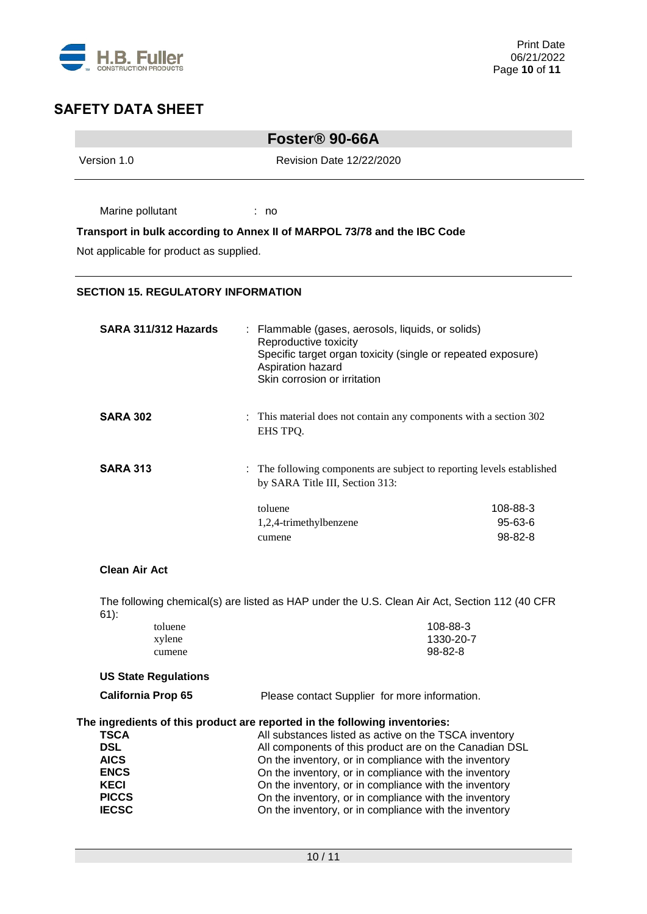Marine pollutant : no

**Transport in bulk according to Annex II of MARPOL 73/78 and the IBC Code**

Not applicable for product as supplied.

## SECTION 15. REGULATORY INFORMATION

**SARA 311/312 Hazards** : Flammable (gases, aerosols, liquids, or solids)
Reproductive toxicity
Specific target organ toxicity (single or repeated exposure)
Aspiration hazard
Skin corrosion or irritation

**SARA 302** : This material does not contain any components with a section 302 EHS TPQ.

**SARA 313** : The following components are subject to reporting levels established by SARA Title III, Section 313:

| | |
|---|---|
| toluene | 108-88-3 |
| 1,2,4-trimethylbenzene | 95-63-6 |
| cumene | 98-82-8 |

**Clean Air Act**

The following chemical(s) are listed as HAP under the U.S. Clean Air Act, Section 112 (40 CFR 61):

| | |
|---|---|
| toluene | 108-88-3 |
| xylene | 1330-20-7 |
| cumene | 98-82-8 |

**US State Regulations**

**California Prop 65** Please contact Supplier for more information.

**The ingredients of this product are reported in the following inventories:**

| | |
|---|---|
| **TSCA** | All substances listed as active on the TSCA inventory |
| **DSL** | All components of this product are on the Canadian DSL |
| **AICS** | On the inventory, or in compliance with the inventory |
| **ENCS** | On the inventory, or in compliance with the inventory |
| **KECI** | On the inventory, or in compliance with the inventory |
| **PICCS** | On the inventory, or in compliance with the inventory |
| **IECSC** | On the inventory, or in compliance with the inventory |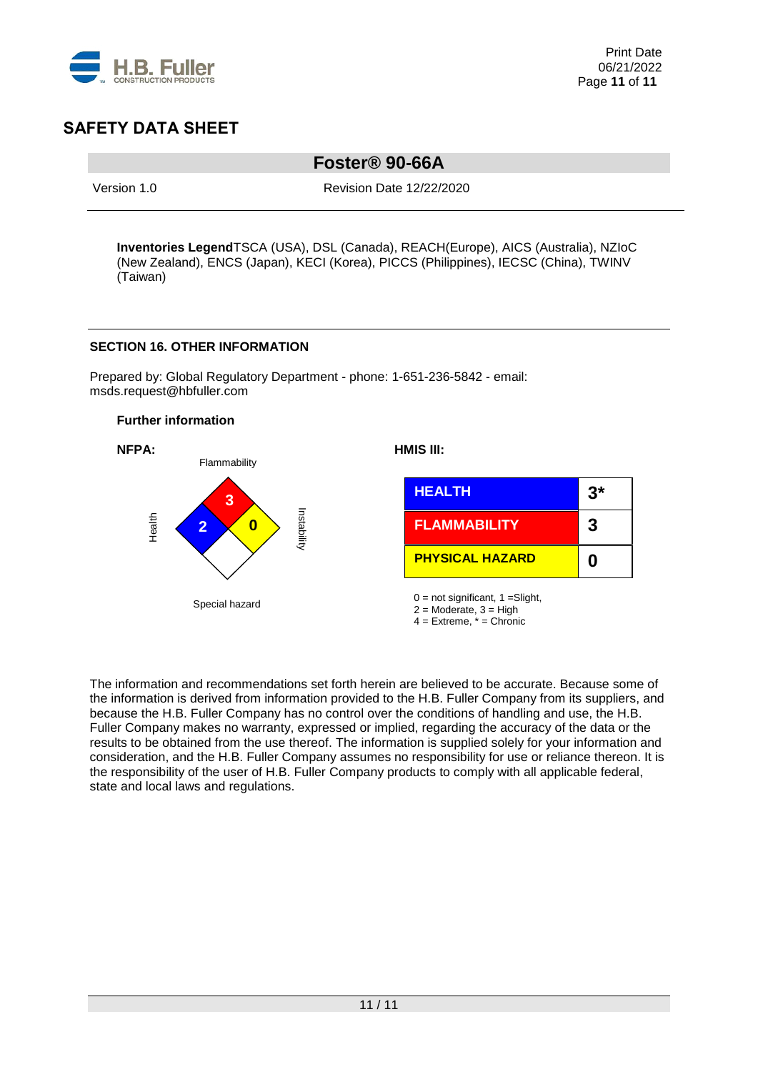# SAFETY DATA SHEET

## Foster® 90-66A

Version 1.0 Revision Date 12/22/2020

**Inventories Legend**TSCA (USA), DSL (Canada), REACH(Europe), AICS (Australia), NZIoC (New Zealand), ENCS (Japan), KECI (Korea), PICCS (Philippines), IECSC (China), TWINV (Taiwan)

### SECTION 16. OTHER INFORMATION

Prepared by: Global Regulatory Department - phone: 1-651-236-5842 - email: msds.request@hbfuller.com

**Further information**

**NFPA:**

Flammability
3
Health
2
Instability
0
Special hazard

**HMIS III:**

| | |
|---|---|
| HEALTH | 3* |
| FLAMMABILITY | 3 |
| PHYSICAL HAZARD | 0 |

0 = not significant, 1 =Slight,
2 = Moderate, 3 = High
4 = Extreme, * = Chronic

The information and recommendations set forth herein are believed to be accurate. Because some of the information is derived from information provided to the H.B. Fuller Company from its suppliers, and because the H.B. Fuller Company has no control over the conditions of handling and use, the H.B. Fuller Company makes no warranty, expressed or implied, regarding the accuracy of the data or the results to be obtained from the use thereof. The information is supplied solely for your information and consideration, and the H.B. Fuller Company assumes no responsibility for use or reliance thereon. It is the responsibility of the user of H.B. Fuller Company products to comply with all applicable federal, state and local laws and regulations.